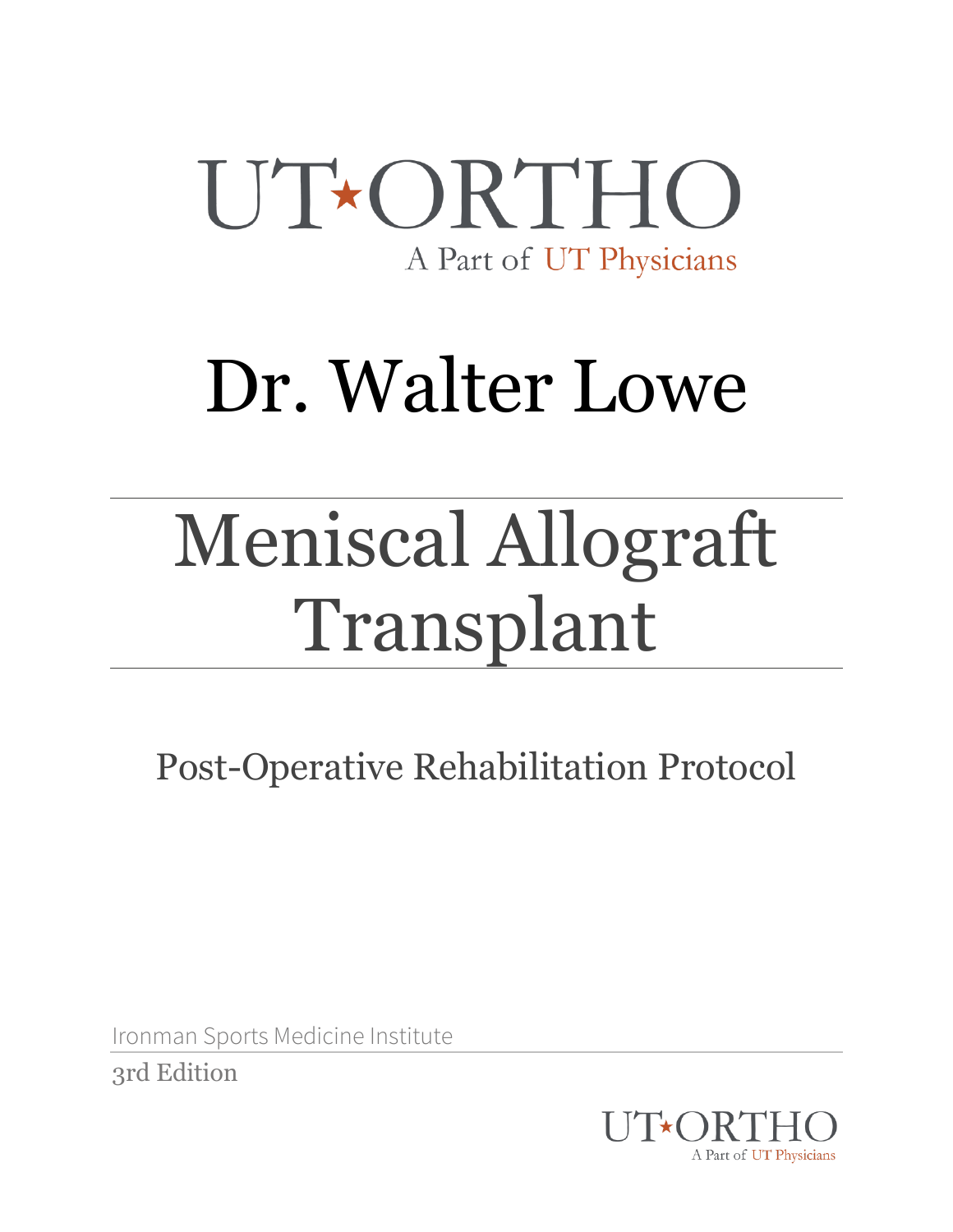UT★ORTHO

A Part of UT Physicians

# Dr. Walter Lowe

# Meniscal Allograft Transplant

## Post-Operative Rehabilitation Protocol

Ironman Sports Medicine Institute

3rd Edition

UT★ORTHO

A Part of UT Physicians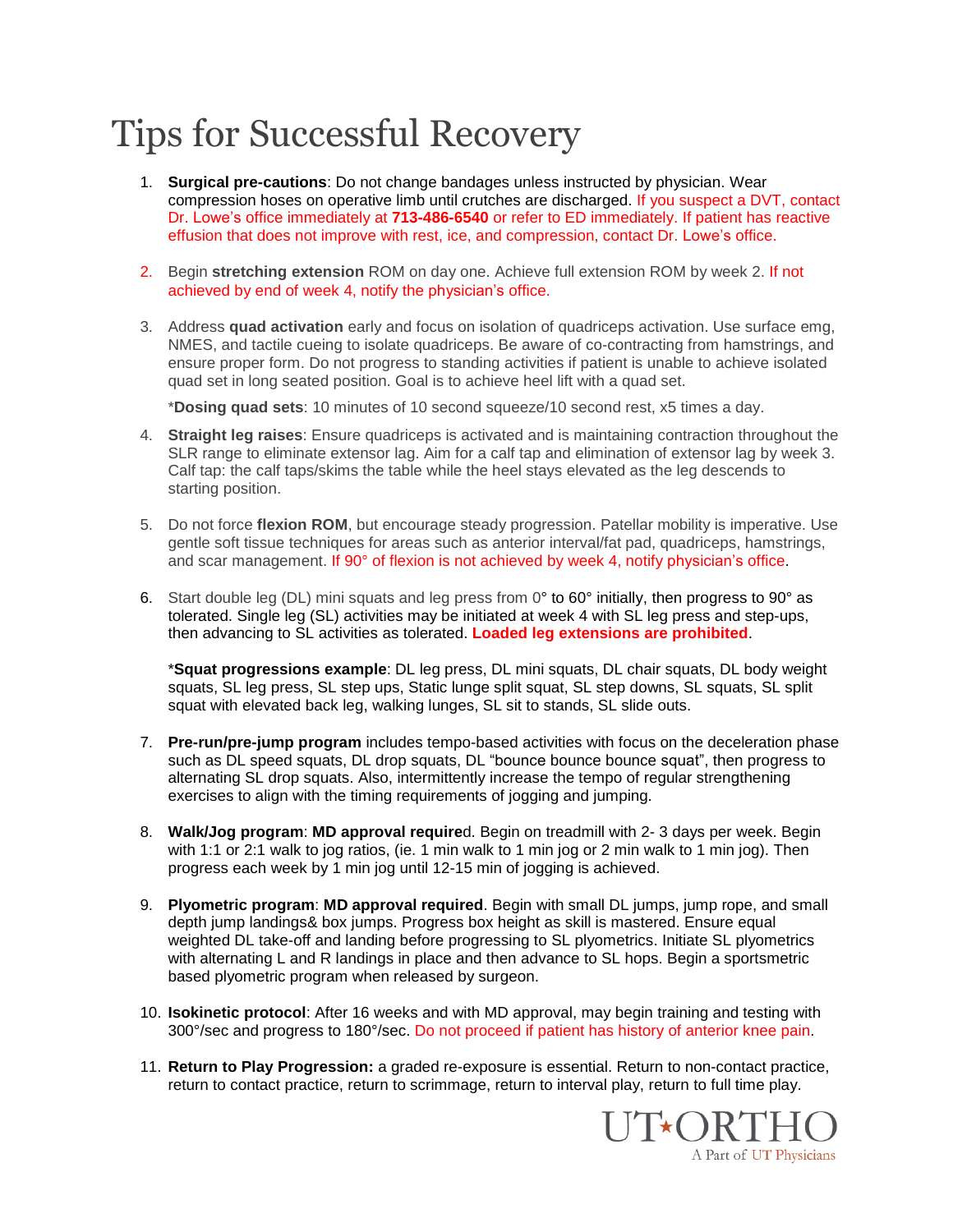# Tips for Successful Recovery

1. **Surgical pre-cautions**: Do not change bandages unless instructed by physician. Wear compression hoses on operative limb until crutches are discharged. If you suspect a DVT, contact Dr. Lowe's office immediately at **713-486-6540** or refer to ED immediately. If patient has reactive effusion that does not improve with rest, ice, and compression, contact Dr. Lowe's office.

2. Begin **stretching extension** ROM on day one. Achieve full extension ROM by week 2. If not achieved by end of week 4, notify the physician's office.

3. Address **quad activation** early and focus on isolation of quadriceps activation. Use surface emg, NMES, and tactile cueing to isolate quadriceps. Be aware of co-contracting from hamstrings, and ensure proper form. Do not progress to standing activities if patient is unable to achieve isolated quad set in long seated position. Goal is to achieve heel lift with a quad set.

   ***Dosing quad sets**: 10 minutes of 10 second squeeze/10 second rest, x5 times a day.

4. **Straight leg raises**: Ensure quadriceps is activated and is maintaining contraction throughout the SLR range to eliminate extensor lag. Aim for a calf tap and elimination of extensor lag by week 3. Calf tap: the calf taps/skims the table while the heel stays elevated as the leg descends to starting position.

5. Do not force **flexion ROM**, but encourage steady progression. Patellar mobility is imperative. Use gentle soft tissue techniques for areas such as anterior interval/fat pad, quadriceps, hamstrings, and scar management. If 90° of flexion is not achieved by week 4, notify physician's office.

6. Start double leg (DL) mini squats and leg press from 0° to 60° initially, then progress to 90° as tolerated. Single leg (SL) activities may be initiated at week 4 with SL leg press and step-ups, then advancing to SL activities as tolerated. **Loaded leg extensions are prohibited**.

   ***Squat progressions example**: DL leg press, DL mini squats, DL chair squats, DL body weight squats, SL leg press, SL step ups, Static lunge split squat, SL step downs, SL squats, SL split squat with elevated back leg, walking lunges, SL sit to stands, SL slide outs.

7. **Pre-run/pre-jump program** includes tempo-based activities with focus on the deceleration phase such as DL speed squats, DL drop squats, DL "bounce bounce bounce squat", then progress to alternating SL drop squats. Also, intermittently increase the tempo of regular strengthening exercises to align with the timing requirements of jogging and jumping.

8. **Walk/Jog program**: **MD approval require**d. Begin on treadmill with 2- 3 days per week. Begin with 1:1 or 2:1 walk to jog ratios, (ie. 1 min walk to 1 min jog or 2 min walk to 1 min jog). Then progress each week by 1 min jog until 12-15 min of jogging is achieved.

9. **Plyometric program**: **MD approval required**. Begin with small DL jumps, jump rope, and small depth jump landings& box jumps. Progress box height as skill is mastered. Ensure equal weighted DL take-off and landing before progressing to SL plyometrics. Initiate SL plyometrics with alternating L and R landings in place and then advance to SL hops. Begin a sportsmetric based plyometric program when released by surgeon.

10. **Isokinetic protocol**: After 16 weeks and with MD approval, may begin training and testing with 300°/sec and progress to 180°/sec. Do not proceed if patient has history of anterior knee pain.

11. **Return to Play Progression:** a graded re-exposure is essential. Return to non-contact practice, return to contact practice, return to scrimmage, return to interval play, return to full time play.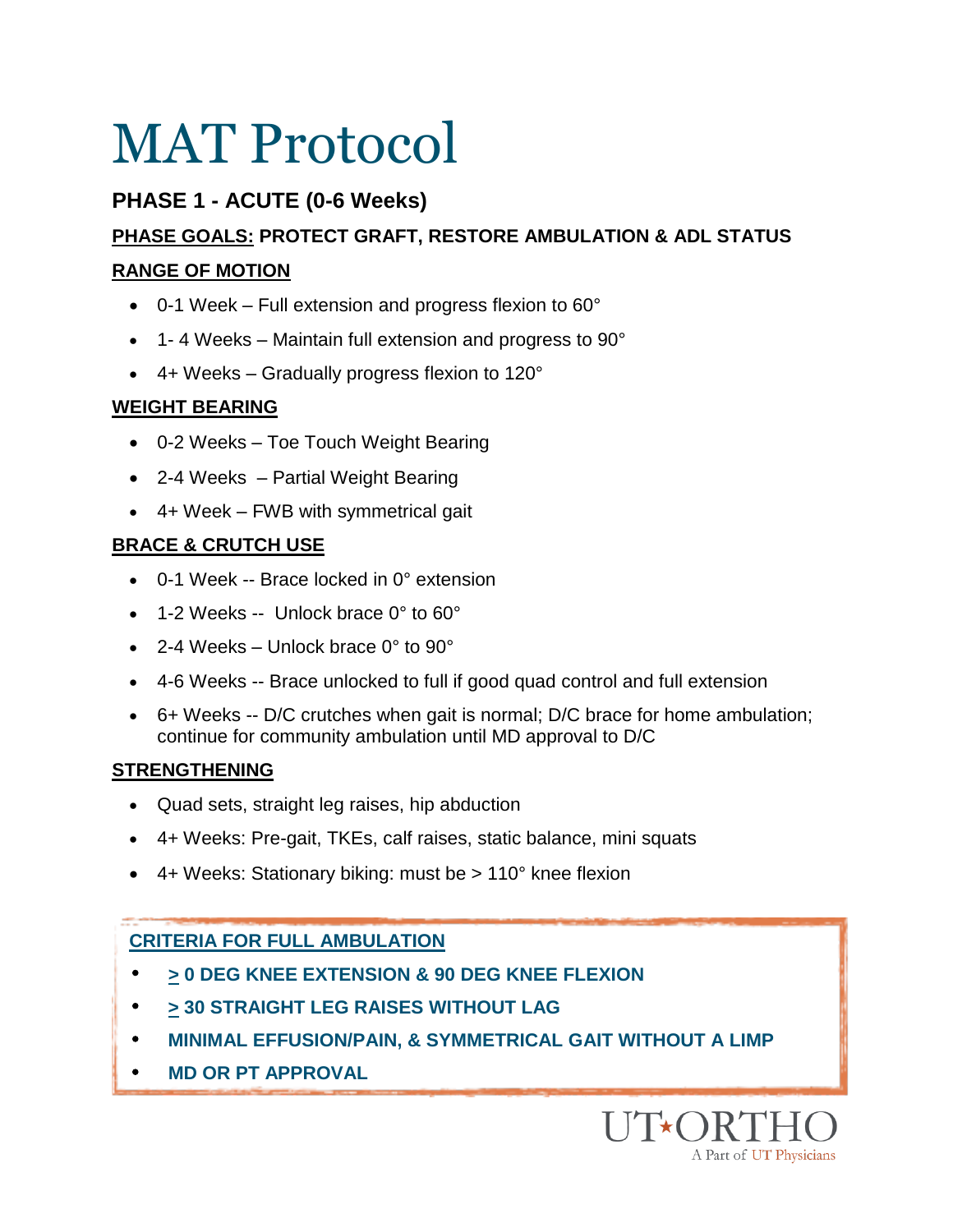# MAT Protocol

## PHASE 1 - ACUTE (0-6 Weeks)

**PHASE GOALS: PROTECT GRAFT, RESTORE AMBULATION & ADL STATUS**

**RANGE OF MOTION**

- 0-1 Week – Full extension and progress flexion to 60°
- 1- 4 Weeks – Maintain full extension and progress to 90°
- 4+ Weeks – Gradually progress flexion to 120°

**WEIGHT BEARING**

- 0-2 Weeks – Toe Touch Weight Bearing
- 2-4 Weeks – Partial Weight Bearing
- 4+ Week – FWB with symmetrical gait

**BRACE & CRUTCH USE**

- 0-1 Week -- Brace locked in 0° extension
- 1-2 Weeks -- Unlock brace 0° to 60°
- 2-4 Weeks – Unlock brace 0° to 90°
- 4-6 Weeks -- Brace unlocked to full if good quad control and full extension
- 6+ Weeks -- D/C crutches when gait is normal; D/C brace for home ambulation; continue for community ambulation until MD approval to D/C

**STRENGTHENING**

- Quad sets, straight leg raises, hip abduction
- 4+ Weeks: Pre-gait, TKEs, calf raises, static balance, mini squats
- 4+ Weeks: Stationary biking: must be > 110° knee flexion

**CRITERIA FOR FULL AMBULATION**

- **≥ 0 DEG KNEE EXTENSION & 90 DEG KNEE FLEXION**
- **≥ 30 STRAIGHT LEG RAISES WITHOUT LAG**
- **MINIMAL EFFUSION/PAIN, & SYMMETRICAL GAIT WITHOUT A LIMP**
- **MD OR PT APPROVAL**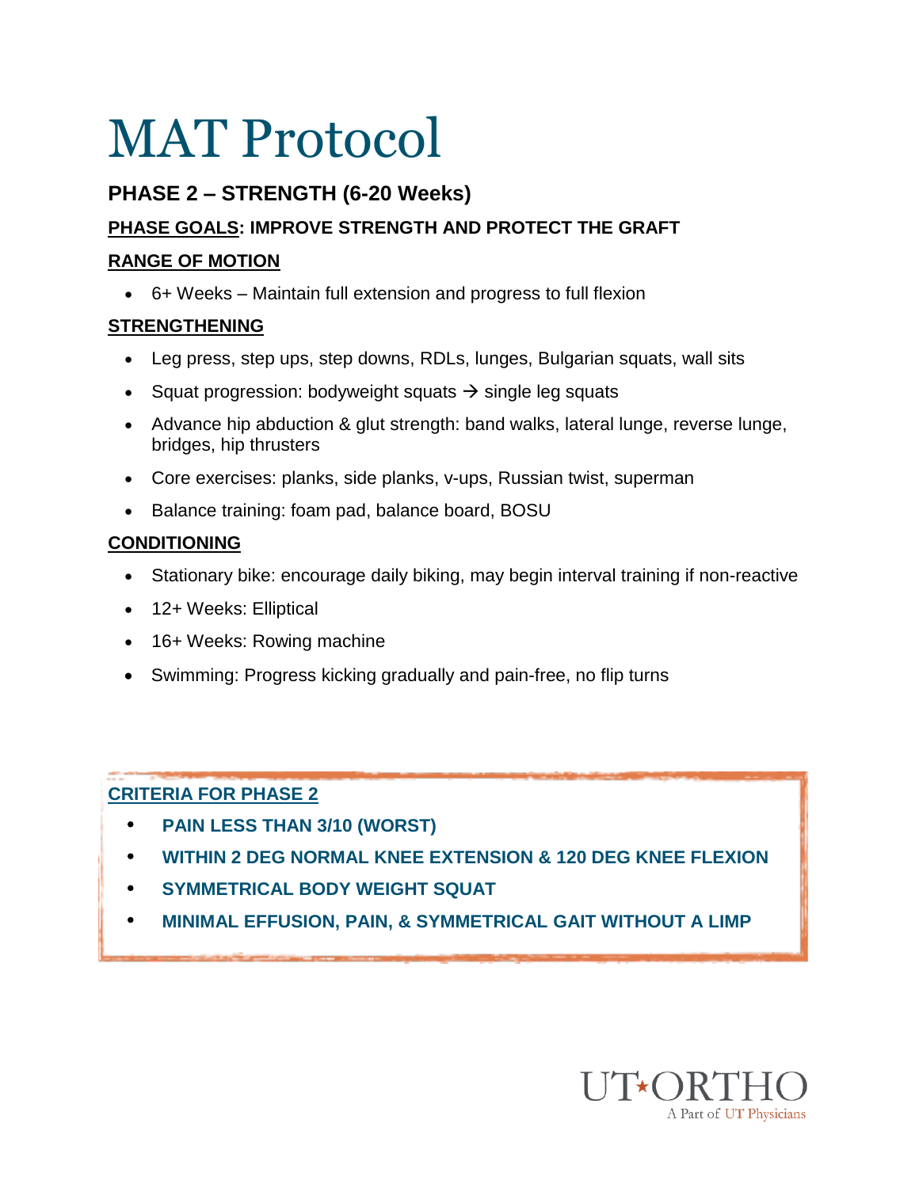# MAT Protocol

## PHASE 2 – STRENGTH (6-20 Weeks)

**PHASE GOALS: IMPROVE STRENGTH AND PROTECT THE GRAFT**

**RANGE OF MOTION**

- 6+ Weeks – Maintain full extension and progress to full flexion

**STRENGTHENING**

- Leg press, step ups, step downs, RDLs, lunges, Bulgarian squats, wall sits
- Squat progression: bodyweight squats → single leg squats
- Advance hip abduction & glut strength: band walks, lateral lunge, reverse lunge, bridges, hip thrusters
- Core exercises: planks, side planks, v-ups, Russian twist, superman
- Balance training: foam pad, balance board, BOSU

**CONDITIONING**

- Stationary bike: encourage daily biking, may begin interval training if non-reactive
- 12+ Weeks: Elliptical
- 16+ Weeks: Rowing machine
- Swimming: Progress kicking gradually and pain-free, no flip turns

**CRITERIA FOR PHASE 2**

- **PAIN LESS THAN 3/10 (WORST)**
- **WITHIN 2 DEG NORMAL KNEE EXTENSION & 120 DEG KNEE FLEXION**
- **SYMMETRICAL BODY WEIGHT SQUAT**
- **MINIMAL EFFUSION, PAIN, & SYMMETRICAL GAIT WITHOUT A LIMP**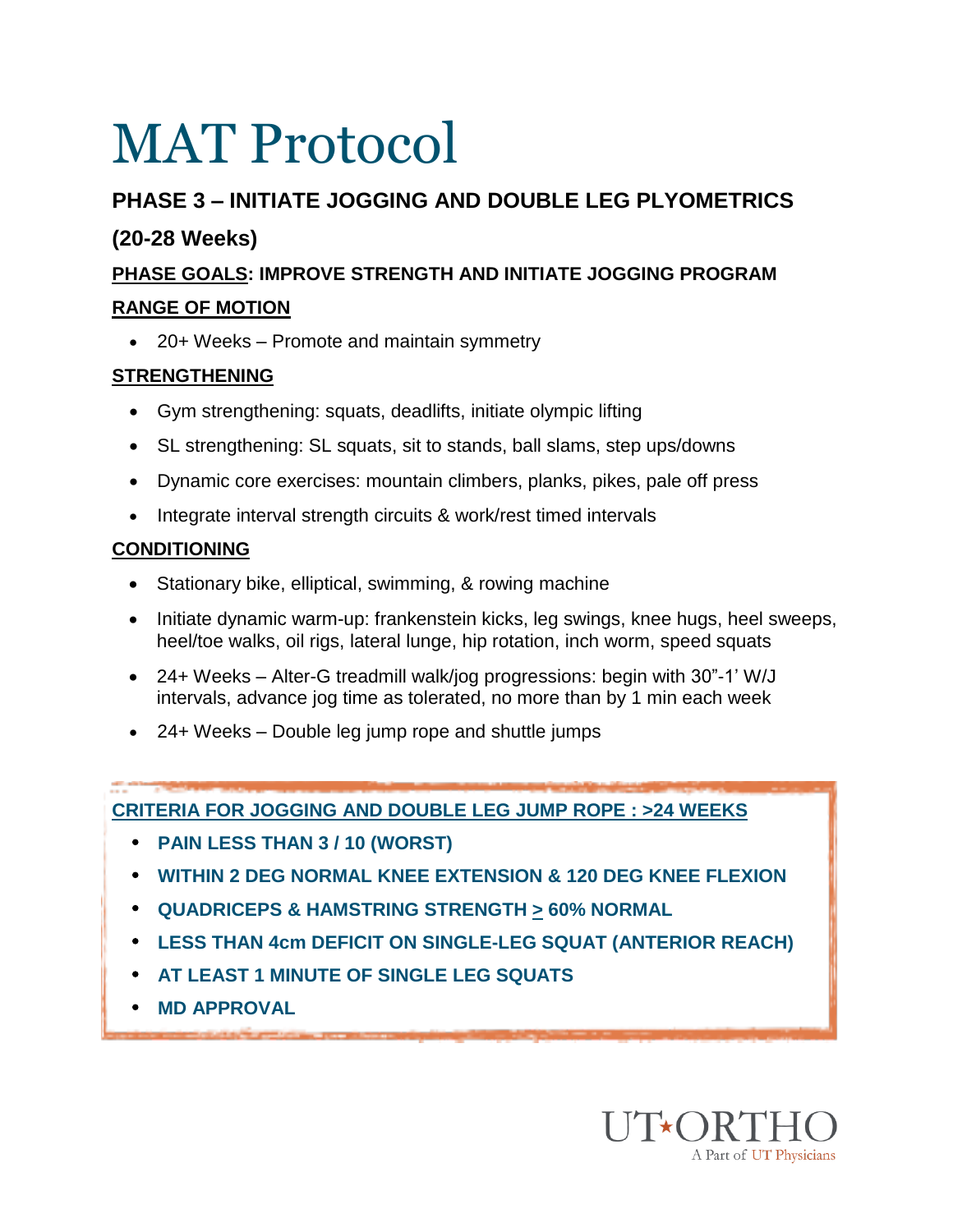# MAT Protocol

## PHASE 3 – INITIATE JOGGING AND DOUBLE LEG PLYOMETRICS

## (20-28 Weeks)

**PHASE GOALS: IMPROVE STRENGTH AND INITIATE JOGGING PROGRAM**

**RANGE OF MOTION**

- 20+ Weeks – Promote and maintain symmetry

**STRENGTHENING**

- Gym strengthening: squats, deadlifts, initiate olympic lifting
- SL strengthening: SL squats, sit to stands, ball slams, step ups/downs
- Dynamic core exercises: mountain climbers, planks, pikes, pale off press
- Integrate interval strength circuits & work/rest timed intervals

**CONDITIONING**

- Stationary bike, elliptical, swimming, & rowing machine
- Initiate dynamic warm-up: frankenstein kicks, leg swings, knee hugs, heel sweeps, heel/toe walks, oil rigs, lateral lunge, hip rotation, inch worm, speed squats
- 24+ Weeks – Alter-G treadmill walk/jog progressions: begin with 30"-1' W/J intervals, advance jog time as tolerated, no more than by 1 min each week
- 24+ Weeks – Double leg jump rope and shuttle jumps

**CRITERIA FOR JOGGING AND DOUBLE LEG JUMP ROPE : >24 WEEKS**

- **PAIN LESS THAN 3 / 10 (WORST)**
- **WITHIN 2 DEG NORMAL KNEE EXTENSION & 120 DEG KNEE FLEXION**
- **QUADRICEPS & HAMSTRING STRENGTH ≥ 60% NORMAL**
- **LESS THAN 4cm DEFICIT ON SINGLE-LEG SQUAT (ANTERIOR REACH)**
- **AT LEAST 1 MINUTE OF SINGLE LEG SQUATS**
- **MD APPROVAL**

UT ORTHO
A Part of UT Physicians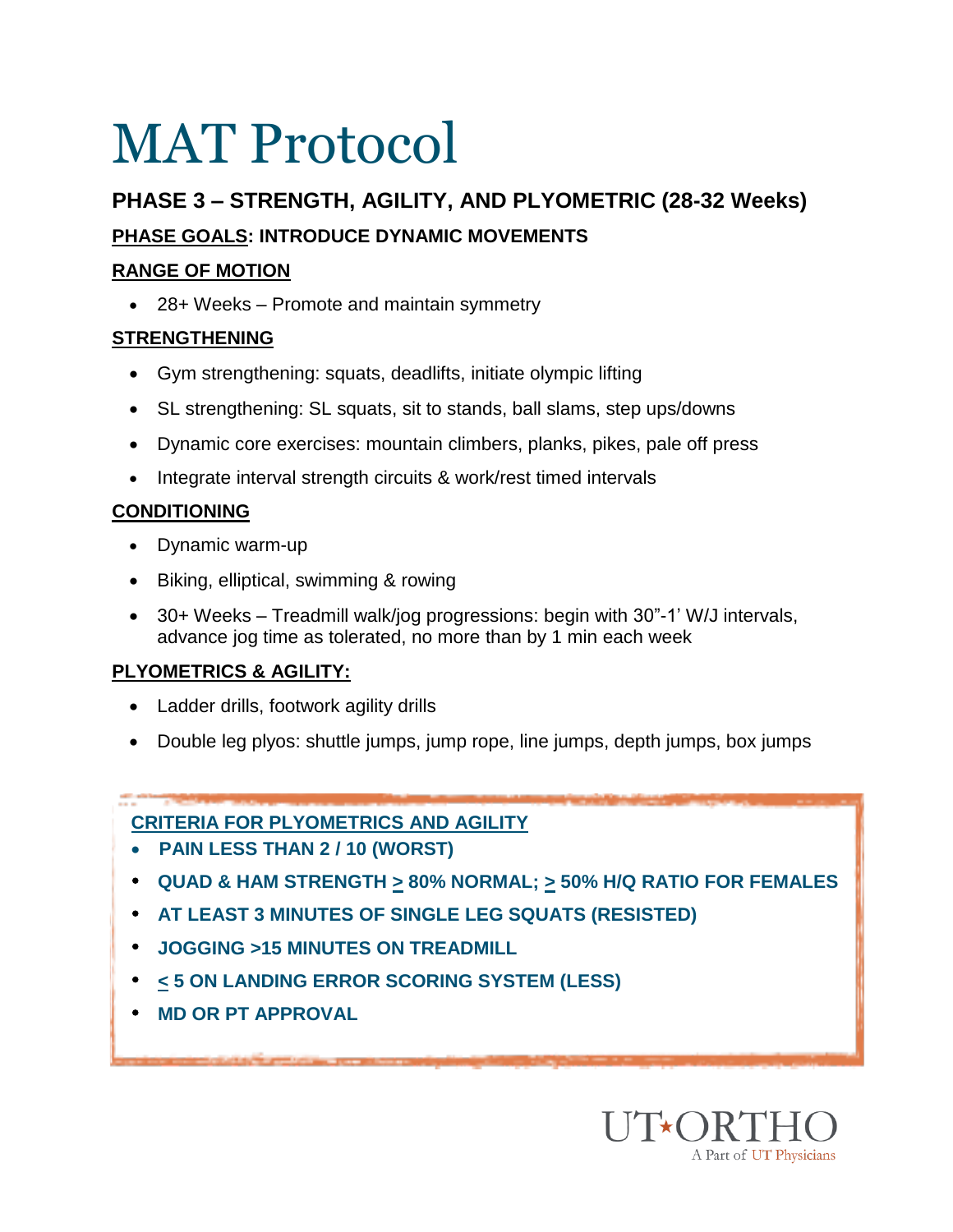# MAT Protocol

### PHASE 3 – STRENGTH, AGILITY, AND PLYOMETRIC (28-32 Weeks)

**PHASE GOALS: INTRODUCE DYNAMIC MOVEMENTS**

**RANGE OF MOTION**

- 28+ Weeks – Promote and maintain symmetry

**STRENGTHENING**

- Gym strengthening: squats, deadlifts, initiate olympic lifting
- SL strengthening: SL squats, sit to stands, ball slams, step ups/downs
- Dynamic core exercises: mountain climbers, planks, pikes, pale off press
- Integrate interval strength circuits & work/rest timed intervals

**CONDITIONING**

- Dynamic warm-up
- Biking, elliptical, swimming & rowing
- 30+ Weeks – Treadmill walk/jog progressions: begin with 30"-1' W/J intervals, advance jog time as tolerated, no more than by 1 min each week

**PLYOMETRICS & AGILITY:**

- Ladder drills, footwork agility drills
- Double leg plyos: shuttle jumps, jump rope, line jumps, depth jumps, box jumps

**CRITERIA FOR PLYOMETRICS AND AGILITY**

- **PAIN LESS THAN 2 / 10 (WORST)**
- **QUAD & HAM STRENGTH ≥ 80% NORMAL; ≥ 50% H/Q RATIO FOR FEMALES**
- **AT LEAST 3 MINUTES OF SINGLE LEG SQUATS (RESISTED)**
- **JOGGING >15 MINUTES ON TREADMILL**
- **≤ 5 ON LANDING ERROR SCORING SYSTEM (LESS)**
- **MD OR PT APPROVAL**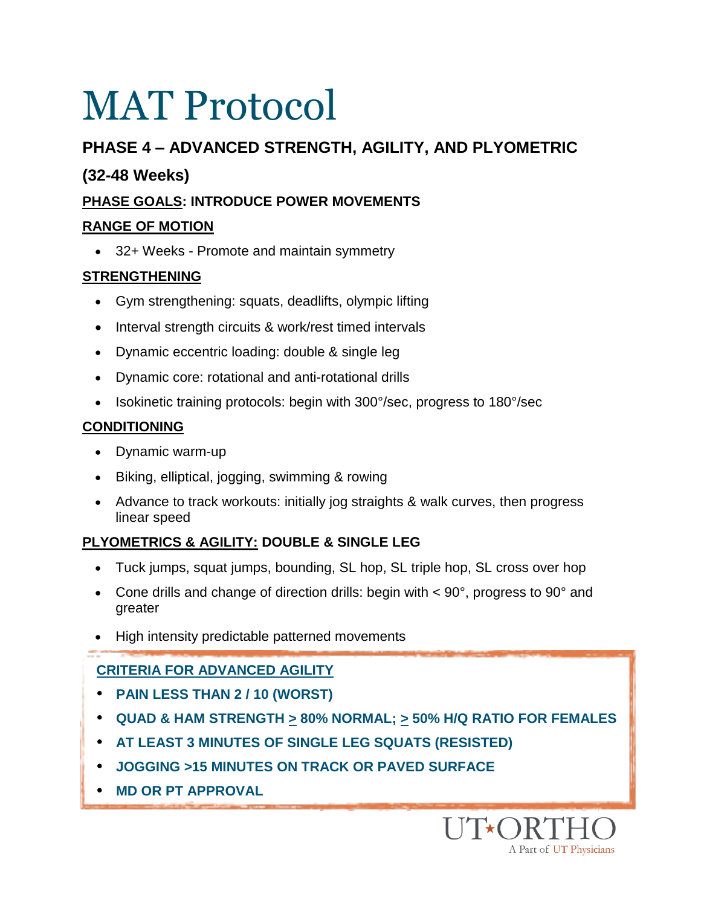# MAT Protocol

## PHASE 4 – ADVANCED STRENGTH, AGILITY, AND PLYOMETRIC

## (32-48 Weeks)

**PHASE GOALS: INTRODUCE POWER MOVEMENTS**

**RANGE OF MOTION**

- 32+ Weeks - Promote and maintain symmetry

**STRENGTHENING**

- Gym strengthening: squats, deadlifts, olympic lifting
- Interval strength circuits & work/rest timed intervals
- Dynamic eccentric loading: double & single leg
- Dynamic core: rotational and anti-rotational drills
- Isokinetic training protocols: begin with 300°/sec, progress to 180°/sec

**CONDITIONING**

- Dynamic warm-up
- Biking, elliptical, jogging, swimming & rowing
- Advance to track workouts: initially jog straights & walk curves, then progress linear speed

**PLYOMETRICS & AGILITY: DOUBLE & SINGLE LEG**

- Tuck jumps, squat jumps, bounding, SL hop, SL triple hop, SL cross over hop
- Cone drills and change of direction drills: begin with < 90°, progress to 90° and greater
- High intensity predictable patterned movements

**CRITERIA FOR ADVANCED AGILITY**

- **PAIN LESS THAN 2 / 10 (WORST)**
- **QUAD & HAM STRENGTH ≥ 80% NORMAL; ≥ 50% H/Q RATIO FOR FEMALES**
- **AT LEAST 3 MINUTES OF SINGLE LEG SQUATS (RESISTED)**
- **JOGGING >15 MINUTES ON TRACK OR PAVED SURFACE**
- **MD OR PT APPROVAL**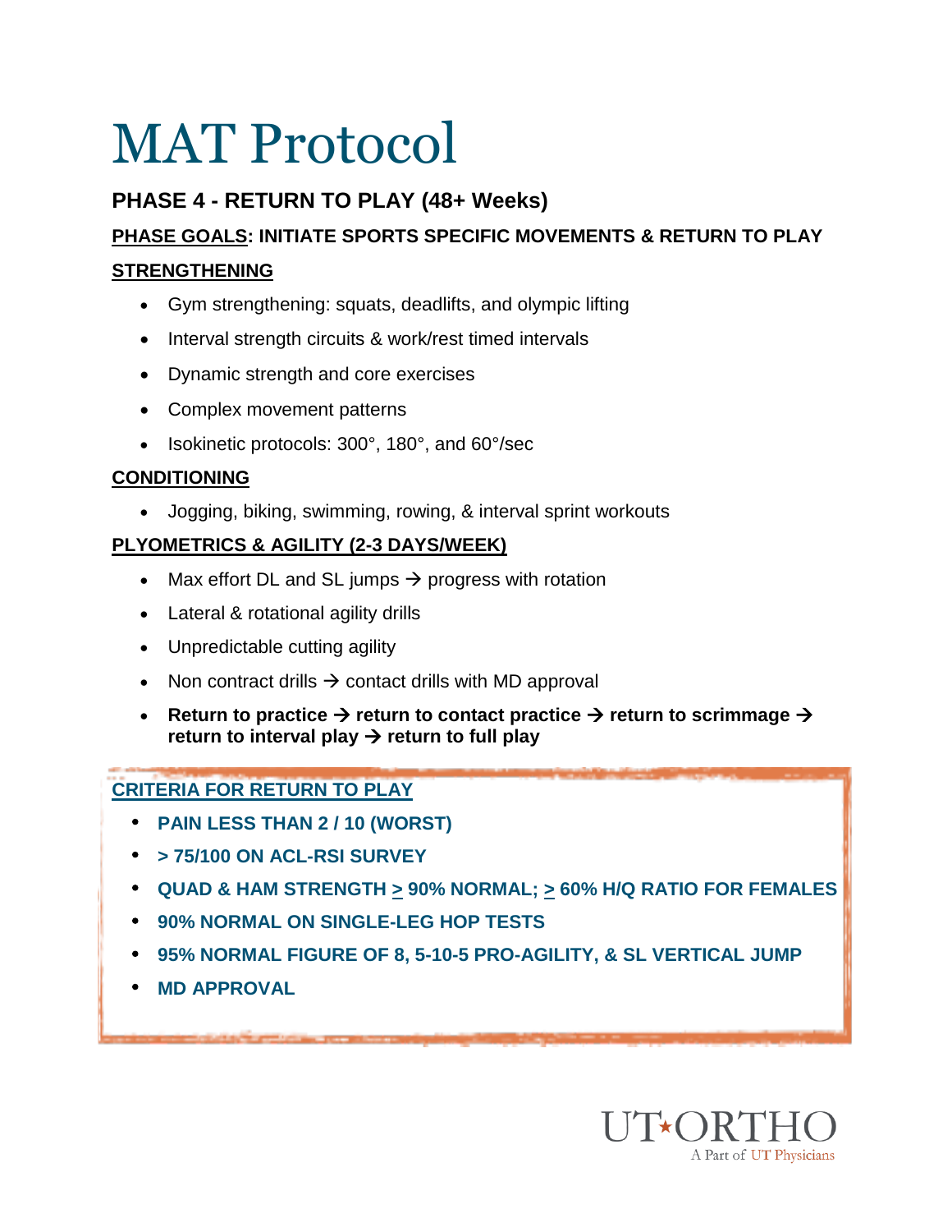# MAT Protocol

## PHASE 4 - RETURN TO PLAY (48+ Weeks)

**PHASE GOALS: INITIATE SPORTS SPECIFIC MOVEMENTS & RETURN TO PLAY**

**STRENGTHENING**

- Gym strengthening: squats, deadlifts, and olympic lifting
- Interval strength circuits & work/rest timed intervals
- Dynamic strength and core exercises
- Complex movement patterns
- Isokinetic protocols: 300°, 180°, and 60°/sec

**CONDITIONING**

- Jogging, biking, swimming, rowing, & interval sprint workouts

**PLYOMETRICS & AGILITY (2-3 DAYS/WEEK)**

- Max effort DL and SL jumps → progress with rotation
- Lateral & rotational agility drills
- Unpredictable cutting agility
- Non contract drills → contact drills with MD approval
- **Return to practice → return to contact practice → return to scrimmage → return to interval play → return to full play**

**CRITERIA FOR RETURN TO PLAY**

- **PAIN LESS THAN 2 / 10 (WORST)**
- **> 75/100 ON ACL-RSI SURVEY**
- **QUAD & HAM STRENGTH ≥ 90% NORMAL; ≥ 60% H/Q RATIO FOR FEMALES**
- **90% NORMAL ON SINGLE-LEG HOP TESTS**
- **95% NORMAL FIGURE OF 8, 5-10-5 PRO-AGILITY, & SL VERTICAL JUMP**
- **MD APPROVAL**

UT★ORTHO
A Part of UT Physicians